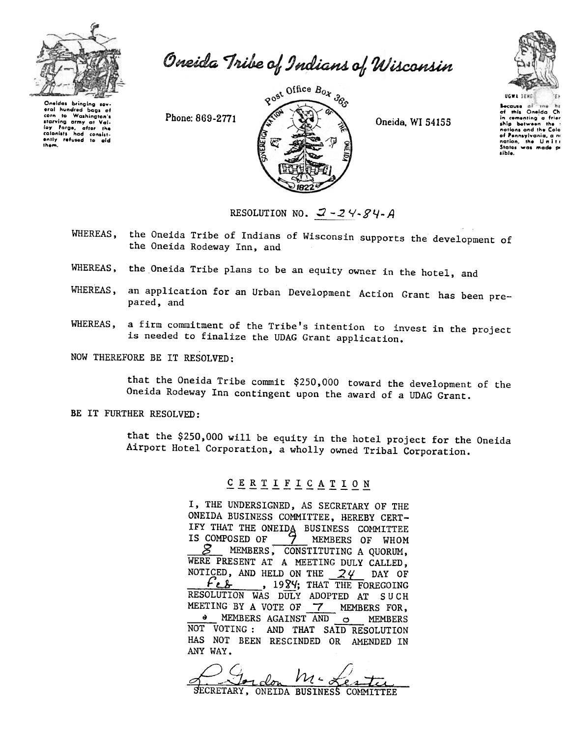# Oneida Tribe of Indians of Wisconsin

Oneidas bringing several hundred bags of corn to Washington's starving army at Valley Forge, after the colonists had consistently refused to aid them.

Phone: 869-2771

Post Office Box 365

Oneida, WI 54155

UGWA DEHO... Because of the help of this Oneida Chief in cementing a friendship between the six nations and the Colony of Pennsylvania, a new nation, the United States was made possible.

RESOLUTION NO. 2-24-84-A

WHEREAS, the Oneida Tribe of Indians of Wisconsin supports the development of the Oneida Rodeway Inn, and

WHEREAS, the Oneida Tribe plans to be an equity owner in the hotel, and

WHEREAS, an application for an Urban Development Action Grant has been prepared, and

WHEREAS, a firm commitment of the Tribe's intention to invest in the project is needed to finalize the UDAG Grant application.

NOW THEREFORE BE IT RESOLVED:

that the Oneida Tribe commit $250,000 toward the development of the Oneida Rodeway Inn contingent upon the award of a UDAG Grant.

BE IT FURTHER RESOLVED:

that the $250,000 will be equity in the hotel project for the Oneida Airport Hotel Corporation, a wholly owned Tribal Corporation.

## CERTIFICATION

I, THE UNDERSIGNED, AS SECRETARY OF THE ONEIDA BUSINESS COMMITTEE, HEREBY CERTIFY THAT THE ONEIDA BUSINESS COMMITTEE IS COMPOSED OF 9 MEMBERS OF WHOM 8 MEMBERS, CONSTITUTING A QUORUM, WERE PRESENT AT A MEETING DULY CALLED, NOTICED, AND HELD ON THE 24 DAY OF Feb, 1984; THAT THE FOREGOING RESOLUTION WAS DULY ADOPTED AT SUCH MEETING BY A VOTE OF 7 MEMBERS FOR, 0 MEMBERS AGAINST AND 0 MEMBERS NOT VOTING: AND THAT SAID RESOLUTION HAS NOT BEEN RESCINDED OR AMENDED IN ANY WAY.

L. Gordon McLester

SECRETARY, ONEIDA BUSINESS COMMITTEE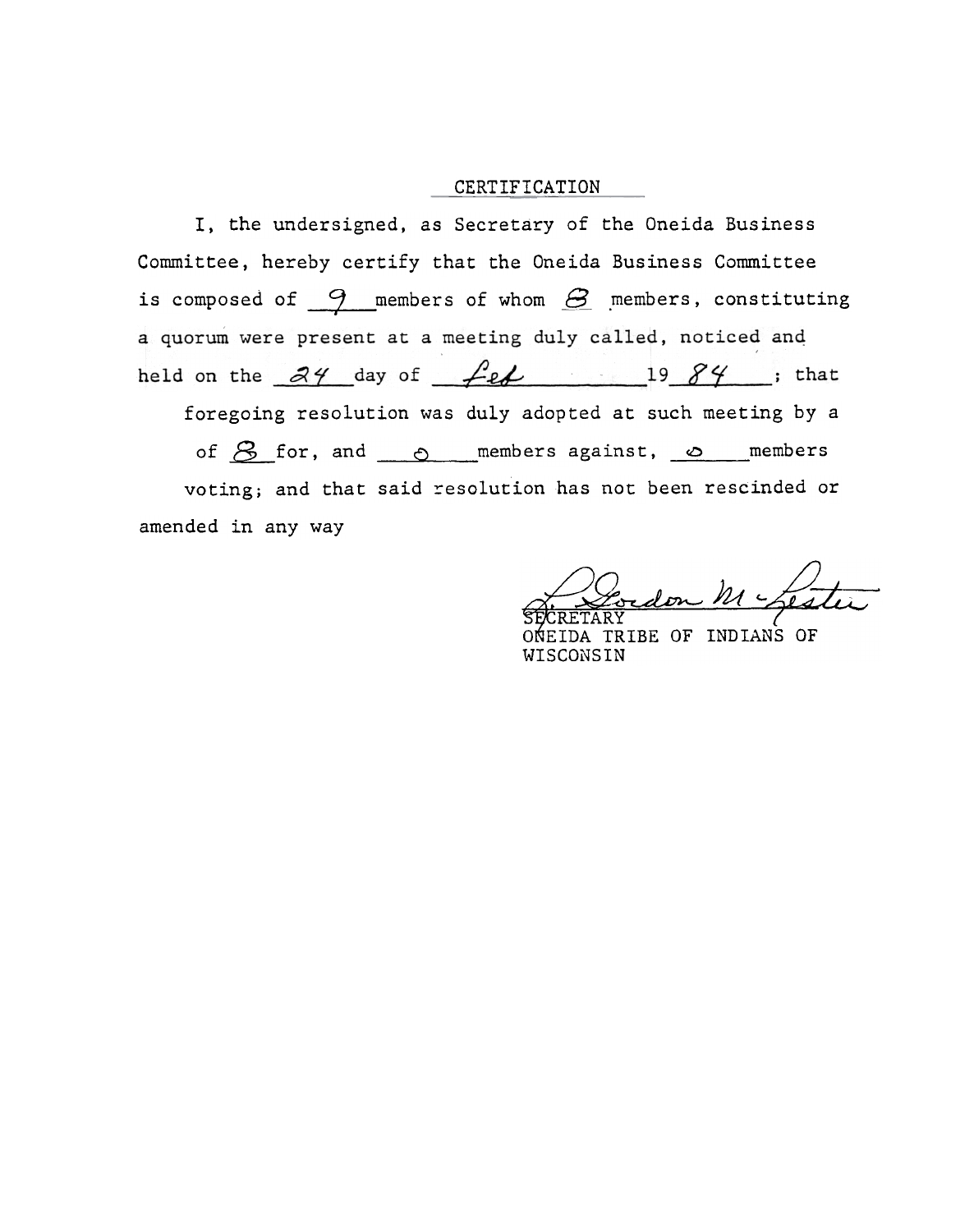## CERTIFICATION

I, the undersigned, as Secretary of the Oneida Business Committee, hereby certify that the Oneida Business Committee is composed of 9 members of whom 8 members, constituting a quorum were present at a meeting duly called, noticed and held on the 24 day of Feb 1984; that foregoing resolution was duly adopted at such meeting by a of 8 for, and 0 members against, 0 members voting; and that said resolution has not been rescinded or amended in any way

L. Gordon McLester
SECRETARY
ONEIDA TRIBE OF INDIANS OF WISCONSIN